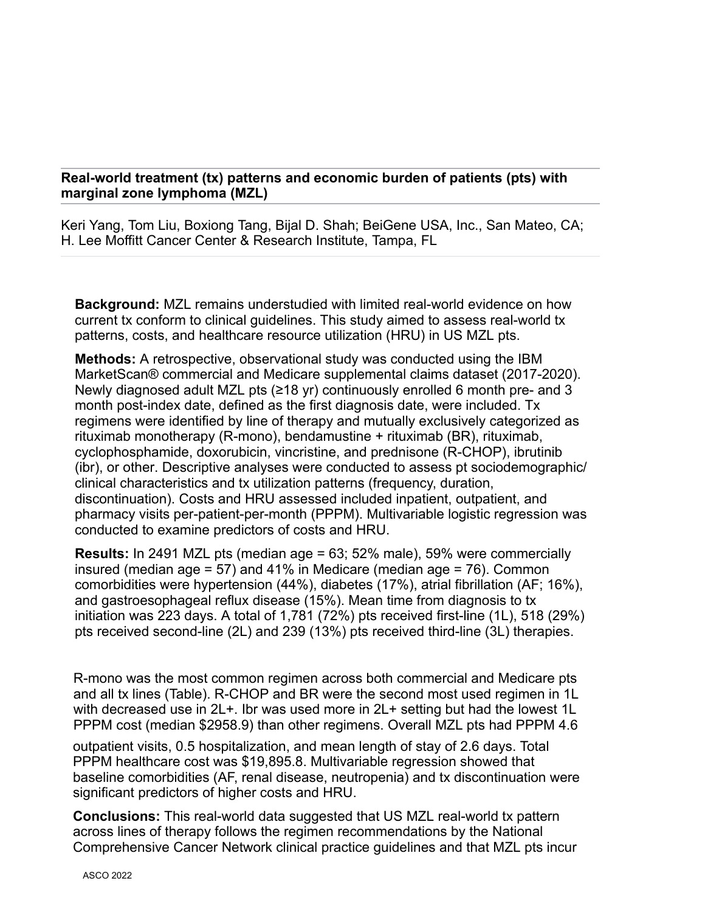## Real-world treatment (tx) patterns and economic burden of patients (pts) with marginal zone lymphoma (MZL)

Keri Yang, Tom Liu, Boxiong Tang, Bijal D. Shah; BeiGene USA, Inc., San Mateo, CA; H. Lee Moffitt Cancer Center & Research Institute, Tampa, FL

**Background:** MZL remains understudied with limited real-world evidence on how current tx conform to clinical guidelines. This study aimed to assess real-world tx patterns, costs, and healthcare resource utilization (HRU) in US MZL pts.

**Methods:** A retrospective, observational study was conducted using the IBM MarketScan® commercial and Medicare supplemental claims dataset (2017-2020). Newly diagnosed adult MZL pts (≥18 yr) continuously enrolled 6 month pre- and 3 month post-index date, defined as the first diagnosis date, were included. Tx regimens were identified by line of therapy and mutually exclusively categorized as rituximab monotherapy (R-mono), bendamustine + rituximab (BR), rituximab, cyclophosphamide, doxorubicin, vincristine, and prednisone (R-CHOP), ibrutinib (ibr), or other. Descriptive analyses were conducted to assess pt sociodemographic/ clinical characteristics and tx utilization patterns (frequency, duration, discontinuation). Costs and HRU assessed included inpatient, outpatient, and pharmacy visits per-patient-per-month (PPPM). Multivariable logistic regression was conducted to examine predictors of costs and HRU.

**Results:** In 2491 MZL pts (median age = 63; 52% male), 59% were commercially insured (median age = 57) and 41% in Medicare (median age = 76). Common comorbidities were hypertension (44%), diabetes (17%), atrial fibrillation (AF; 16%), and gastroesophageal reflux disease (15%). Mean time from diagnosis to tx initiation was 223 days. A total of 1,781 (72%) pts received first-line (1L), 518 (29%) pts received second-line (2L) and 239 (13%) pts received third-line (3L) therapies.

R-mono was the most common regimen across both commercial and Medicare pts and all tx lines (Table). R-CHOP and BR were the second most used regimen in 1L with decreased use in 2L+. Ibr was used more in 2L+ setting but had the lowest 1L PPPM cost (median $2958.9) than other regimens. Overall MZL pts had PPPM 4.6 outpatient visits, 0.5 hospitalization, and mean length of stay of 2.6 days. Total PPPM healthcare cost was $19,895.8. Multivariable regression showed that baseline comorbidities (AF, renal disease, neutropenia) and tx discontinuation were significant predictors of higher costs and HRU.

**Conclusions:** This real-world data suggested that US MZL real-world tx pattern across lines of therapy follows the regimen recommendations by the National Comprehensive Cancer Network clinical practice guidelines and that MZL pts incur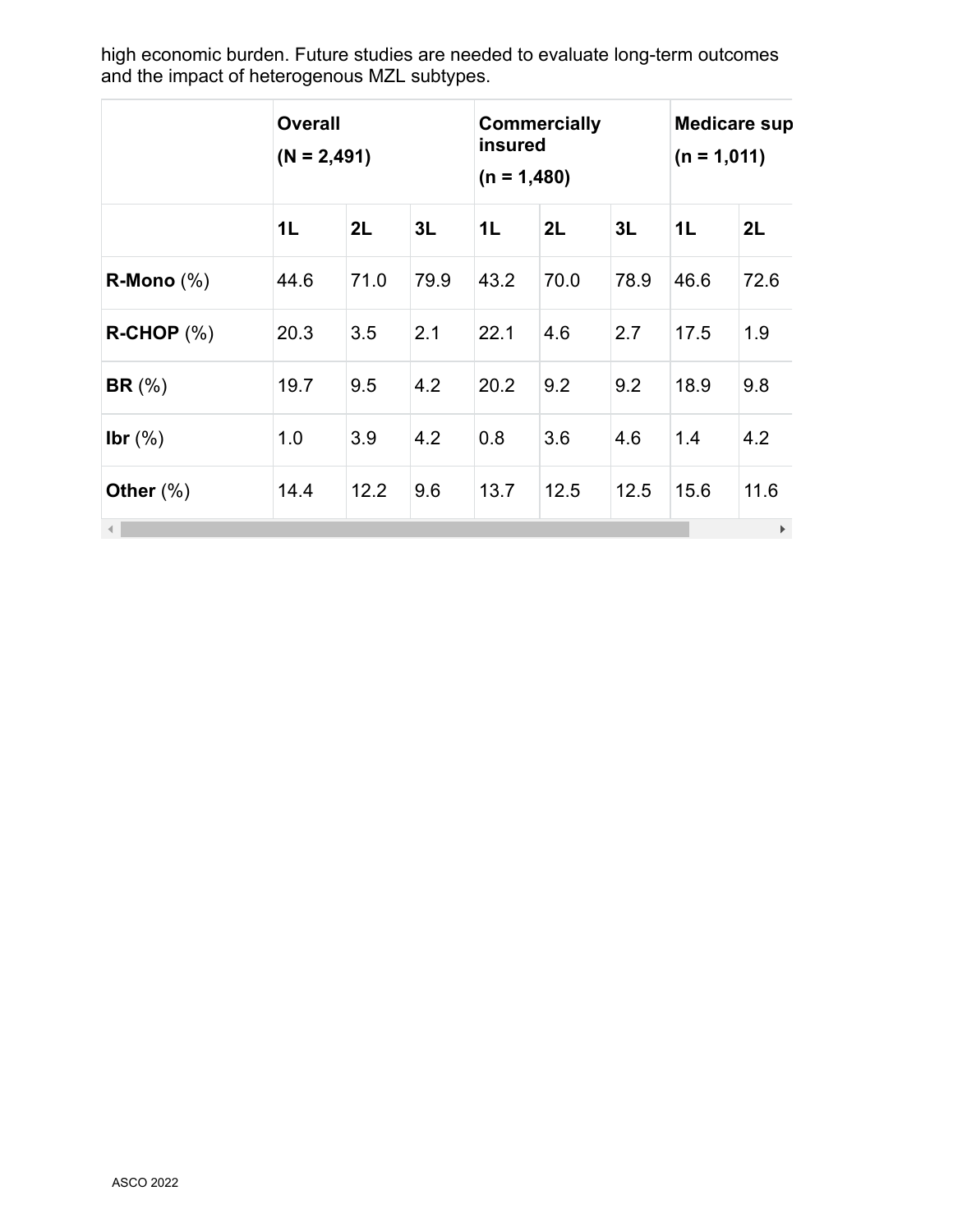high economic burden. Future studies are needed to evaluate long-term outcomes and the impact of heterogenous MZL subtypes.

| | **Overall (N = 2,491)** | | | **Commercially insured (n = 1,480)** | | | **Medicare sup (n = 1,011)** | |
|---|---|---|---|---|---|---|---|---|
| | **1L** | **2L** | **3L** | **1L** | **2L** | **3L** | **1L** | **2L** |
| **R-Mono** (%) | 44.6 | 71.0 | 79.9 | 43.2 | 70.0 | 78.9 | 46.6 | 72.6 |
| **R-CHOP** (%) | 20.3 | 3.5 | 2.1 | 22.1 | 4.6 | 2.7 | 17.5 | 1.9 |
| **BR** (%) | 19.7 | 9.5 | 4.2 | 20.2 | 9.2 | 9.2 | 18.9 | 9.8 |
| **Ibr** (%) | 1.0 | 3.9 | 4.2 | 0.8 | 3.6 | 4.6 | 1.4 | 4.2 |
| **Other** (%) | 14.4 | 12.2 | 9.6 | 13.7 | 12.5 | 12.5 | 15.6 | 11.6 |

ASCO 2022